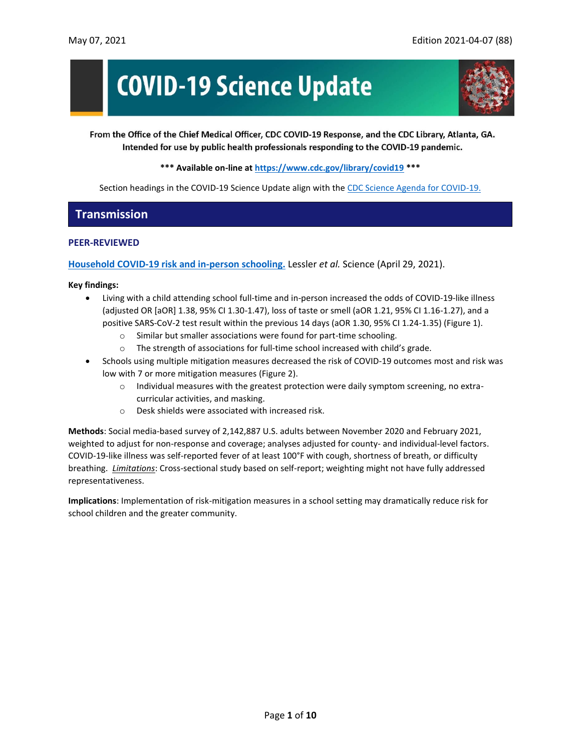May 07, 2021 Edition 2021-04-07 (88)

# COVID-19 Science Update

**From the Office of the Chief Medical Officer, CDC COVID-19 Response, and the CDC Library, Atlanta, GA. Intended for use by public health professionals responding to the COVID-19 pandemic.**

**\*\*\* Available on-line at [https://www.cdc.gov/library/covid19](https://www.cdc.gov/library/covid19) \*\*\***

Section headings in the COVID-19 Science Update align with the [CDC Science Agenda for COVID-19.](#)

## Transmission

### PEER-REVIEWED

**[Household COVID-19 risk and in-person schooling.](#)** Lessler *et al.* Science (April 29, 2021).

**Key findings:**

- Living with a child attending school full-time and in-person increased the odds of COVID-19-like illness (adjusted OR [aOR] 1.38, 95% CI 1.30-1.47), loss of taste or smell (aOR 1.21, 95% CI 1.16-1.27), and a positive SARS-CoV-2 test result within the previous 14 days (aOR 1.30, 95% CI 1.24-1.35) (Figure 1).
  - Similar but smaller associations were found for part-time schooling.
  - The strength of associations for full-time school increased with child's grade.
- Schools using multiple mitigation measures decreased the risk of COVID-19 outcomes most and risk was low with 7 or more mitigation measures (Figure 2).
  - Individual measures with the greatest protection were daily symptom screening, no extra-curricular activities, and masking.
  - Desk shields were associated with increased risk.

**Methods**: Social media-based survey of 2,142,887 U.S. adults between November 2020 and February 2021, weighted to adjust for non-response and coverage; analyses adjusted for county- and individual-level factors. COVID-19-like illness was self-reported fever of at least 100°F with cough, shortness of breath, or difficulty breathing. ***Limitations***: Cross-sectional study based on self-report; weighting might not have fully addressed representativeness.

**Implications**: Implementation of risk-mitigation measures in a school setting may dramatically reduce risk for school children and the greater community.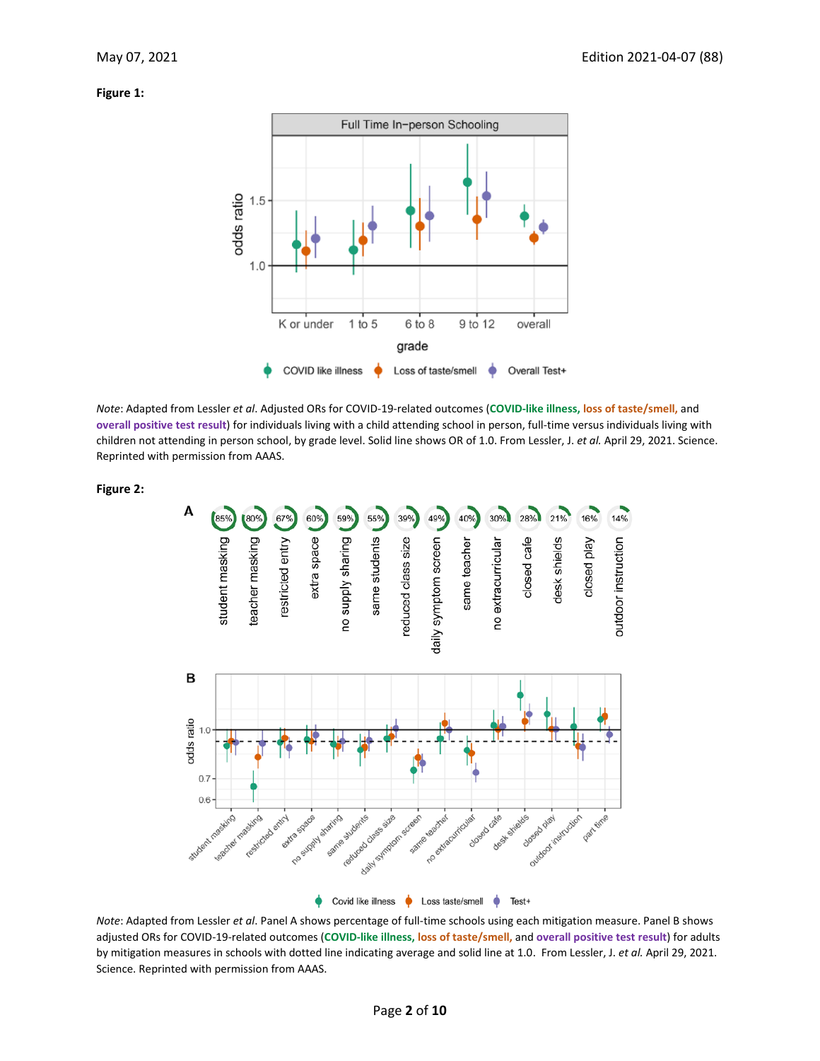**Figure 1:**

*Note*: Adapted from Lessler *et al*. Adjusted ORs for COVID-19-related outcomes (**COVID-like illness, loss of taste/smell,** and **overall positive test result**) for individuals living with a child attending school in person, full-time versus individuals living with children not attending in person school, by grade level. Solid line shows OR of 1.0. From Lessler, J. *et al.* April 29, 2021. Science. Reprinted with permission from AAAS.

**Figure 2:**

*Note*: Adapted from Lessler *et al*. Panel A shows percentage of full-time schools using each mitigation measure. Panel B shows adjusted ORs for COVID-19-related outcomes (**COVID-like illness, loss of taste/smell,** and **overall positive test result**) for adults by mitigation measures in schools with dotted line indicating average and solid line at 1.0. From Lessler, J. *et al.* April 29, 2021. Science. Reprinted with permission from AAAS.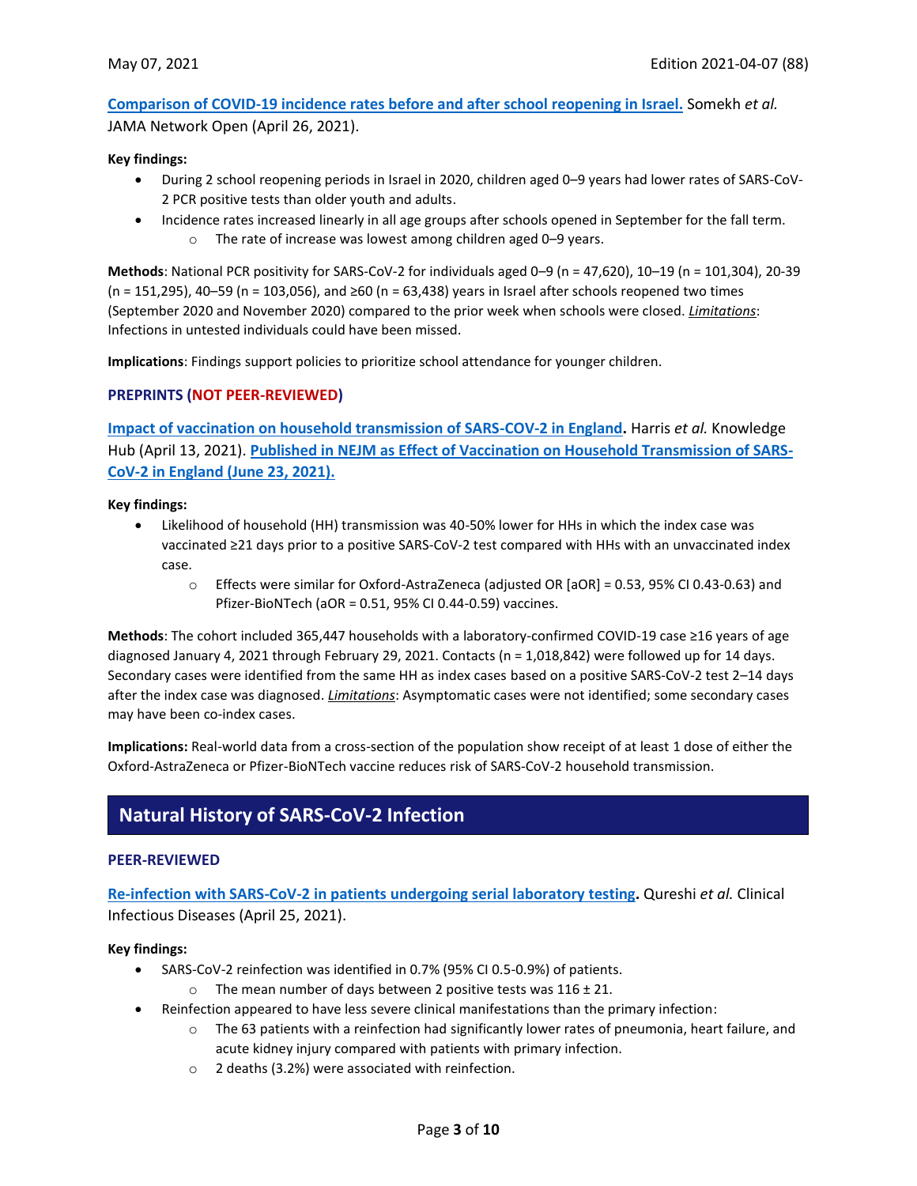**[Comparison of COVID-19 incidence rates before and after school reopening in Israel.](#)** Somekh *et al.* JAMA Network Open (April 26, 2021).

**Key findings:**

- During 2 school reopening periods in Israel in 2020, children aged 0–9 years had lower rates of SARS-CoV-2 PCR positive tests than older youth and adults.
- Incidence rates increased linearly in all age groups after schools opened in September for the fall term.
    - The rate of increase was lowest among children aged 0–9 years.

**Methods**: National PCR positivity for SARS-CoV-2 for individuals aged 0–9 (n = 47,620), 10–19 (n = 101,304), 20-39 (n = 151,295), 40–59 (n = 103,056), and ≥60 (n = 63,438) years in Israel after schools reopened two times (September 2020 and November 2020) compared to the prior week when schools were closed. *Limitations*: Infections in untested individuals could have been missed.

**Implications**: Findings support policies to prioritize school attendance for younger children.

### PREPRINTS (NOT PEER-REVIEWED)

**[Impact of vaccination on household transmission of SARS-COV-2 in England](#).** Harris *et al.* Knowledge Hub (April 13, 2021). **[Published in NEJM as Effect of Vaccination on Household Transmission of SARS-CoV-2 in England (June 23, 2021).](#)**

**Key findings:**

- Likelihood of household (HH) transmission was 40-50% lower for HHs in which the index case was vaccinated ≥21 days prior to a positive SARS-CoV-2 test compared with HHs with an unvaccinated index case.
    - Effects were similar for Oxford-AstraZeneca (adjusted OR [aOR] = 0.53, 95% CI 0.43-0.63) and Pfizer-BioNTech (aOR = 0.51, 95% CI 0.44-0.59) vaccines.

**Methods**: The cohort included 365,447 households with a laboratory-confirmed COVID-19 case ≥16 years of age diagnosed January 4, 2021 through February 29, 2021. Contacts (n = 1,018,842) were followed up for 14 days. Secondary cases were identified from the same HH as index cases based on a positive SARS-CoV-2 test 2–14 days after the index case was diagnosed. *Limitations*: Asymptomatic cases were not identified; some secondary cases may have been co-index cases.

**Implications:** Real-world data from a cross-section of the population show receipt of at least 1 dose of either the Oxford-AstraZeneca or Pfizer-BioNTech vaccine reduces risk of SARS-CoV-2 household transmission.

## Natural History of SARS-CoV-2 Infection

### PEER-REVIEWED

**[Re-infection with SARS-CoV-2 in patients undergoing serial laboratory testing](#).** Qureshi *et al.* Clinical Infectious Diseases (April 25, 2021).

**Key findings:**

- SARS-CoV-2 reinfection was identified in 0.7% (95% CI 0.5-0.9%) of patients.
    - The mean number of days between 2 positive tests was 116 ± 21.
- Reinfection appeared to have less severe clinical manifestations than the primary infection:
    - The 63 patients with a reinfection had significantly lower rates of pneumonia, heart failure, and acute kidney injury compared with patients with primary infection.
    - 2 deaths (3.2%) were associated with reinfection.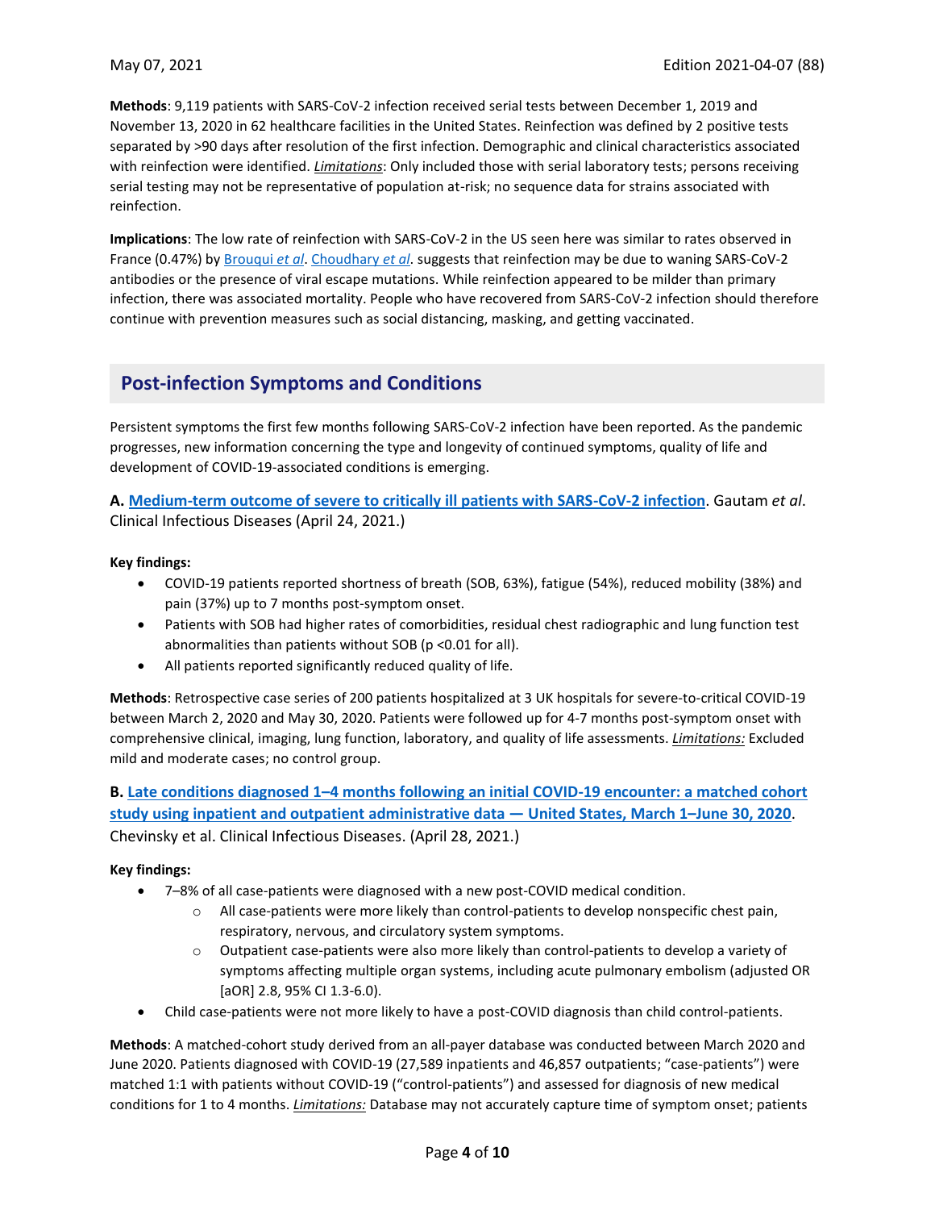**Methods**: 9,119 patients with SARS-CoV-2 infection received serial tests between December 1, 2019 and November 13, 2020 in 62 healthcare facilities in the United States. Reinfection was defined by 2 positive tests separated by >90 days after resolution of the first infection. Demographic and clinical characteristics associated with reinfection were identified. ***Limitations***: Only included those with serial laboratory tests; persons receiving serial testing may not be representative of population at-risk; no sequence data for strains associated with reinfection.

**Implications**: The low rate of reinfection with SARS-CoV-2 in the US seen here was similar to rates observed in France (0.47%) by Brouqui *et al*. Choudhary *et al.* suggests that reinfection may be due to waning SARS-CoV-2 antibodies or the presence of viral escape mutations. While reinfection appeared to be milder than primary infection, there was associated mortality. People who have recovered from SARS-CoV-2 infection should therefore continue with prevention measures such as social distancing, masking, and getting vaccinated.

## Post-infection Symptoms and Conditions

Persistent symptoms the first few months following SARS-CoV-2 infection have been reported. As the pandemic progresses, new information concerning the type and longevity of continued symptoms, quality of life and development of COVID-19-associated conditions is emerging.

**A. Medium-term outcome of severe to critically ill patients with SARS-CoV-2 infection**. Gautam *et al*. Clinical Infectious Diseases (April 24, 2021.)

**Key findings:**

- COVID-19 patients reported shortness of breath (SOB, 63%), fatigue (54%), reduced mobility (38%) and pain (37%) up to 7 months post-symptom onset.
- Patients with SOB had higher rates of comorbidities, residual chest radiographic and lung function test abnormalities than patients without SOB ($p < 0.01$ for all).
- All patients reported significantly reduced quality of life.

**Methods**: Retrospective case series of 200 patients hospitalized at 3 UK hospitals for severe-to-critical COVID-19 between March 2, 2020 and May 30, 2020. Patients were followed up for 4-7 months post-symptom onset with comprehensive clinical, imaging, lung function, laboratory, and quality of life assessments. ***Limitations:*** Excluded mild and moderate cases; no control group.

**B. Late conditions diagnosed 1–4 months following an initial COVID-19 encounter: a matched cohort study using inpatient and outpatient administrative data — United States, March 1–June 30, 2020**. Chevinsky et al. Clinical Infectious Diseases. (April 28, 2021.)

**Key findings:**

- 7–8% of all case-patients were diagnosed with a new post-COVID medical condition.
  - All case-patients were more likely than control-patients to develop nonspecific chest pain, respiratory, nervous, and circulatory system symptoms.
  - Outpatient case-patients were also more likely than control-patients to develop a variety of symptoms affecting multiple organ systems, including acute pulmonary embolism (adjusted OR [aOR] 2.8, 95% CI 1.3-6.0).
- Child case-patients were not more likely to have a post-COVID diagnosis than child control-patients.

**Methods**: A matched-cohort study derived from an all-payer database was conducted between March 2020 and June 2020. Patients diagnosed with COVID-19 (27,589 inpatients and 46,857 outpatients; "case-patients") were matched 1:1 with patients without COVID-19 ("control-patients") and assessed for diagnosis of new medical conditions for 1 to 4 months. ***Limitations:*** Database may not accurately capture time of symptom onset; patients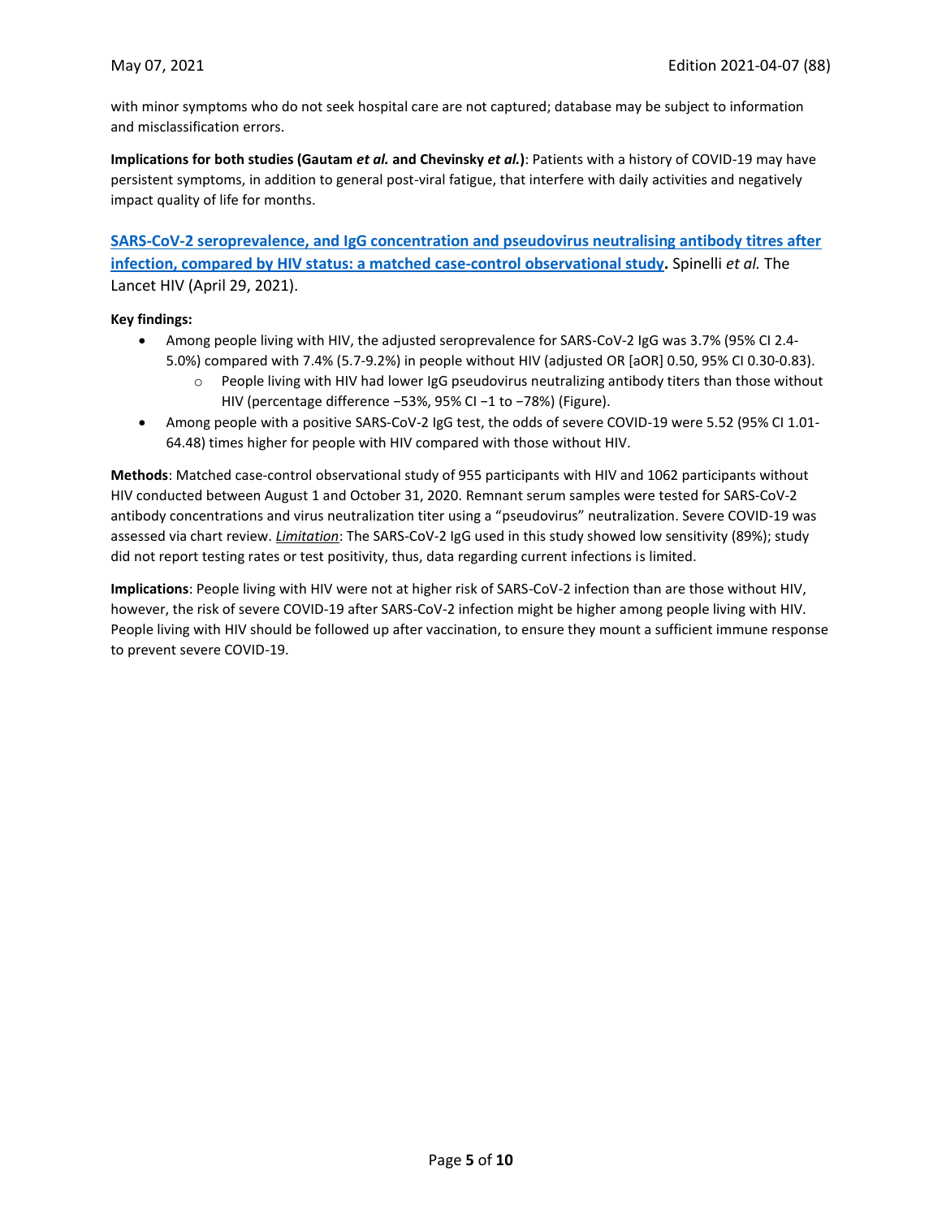with minor symptoms who do not seek hospital care are not captured; database may be subject to information and misclassification errors.

**Implications for both studies (Gautam *et al.* and Chevinsky *et al.*)**: Patients with a history of COVID-19 may have persistent symptoms, in addition to general post-viral fatigue, that interfere with daily activities and negatively impact quality of life for months.

**SARS-CoV-2 seroprevalence, and IgG concentration and pseudovirus neutralising antibody titres after infection, compared by HIV status: a matched case-control observational study.** Spinelli *et al.* The Lancet HIV (April 29, 2021).

**Key findings:**

- Among people living with HIV, the adjusted seroprevalence for SARS-CoV-2 IgG was 3.7% (95% CI 2.4-5.0%) compared with 7.4% (5.7-9.2%) in people without HIV (adjusted OR [aOR] 0.50, 95% CI 0.30-0.83).
    - People living with HIV had lower IgG pseudovirus neutralizing antibody titers than those without HIV (percentage difference −53%, 95% CI −1 to −78%) (Figure).
- Among people with a positive SARS-CoV-2 IgG test, the odds of severe COVID-19 were 5.52 (95% CI 1.01-64.48) times higher for people with HIV compared with those without HIV.

**Methods**: Matched case-control observational study of 955 participants with HIV and 1062 participants without HIV conducted between August 1 and October 31, 2020. Remnant serum samples were tested for SARS-CoV-2 antibody concentrations and virus neutralization titer using a "pseudovirus" neutralization. Severe COVID-19 was assessed via chart review. *Limitation*: The SARS-CoV-2 IgG used in this study showed low sensitivity (89%); study did not report testing rates or test positivity, thus, data regarding current infections is limited.

**Implications**: People living with HIV were not at higher risk of SARS-CoV-2 infection than are those without HIV, however, the risk of severe COVID-19 after SARS-CoV-2 infection might be higher among people living with HIV. People living with HIV should be followed up after vaccination, to ensure they mount a sufficient immune response to prevent severe COVID-19.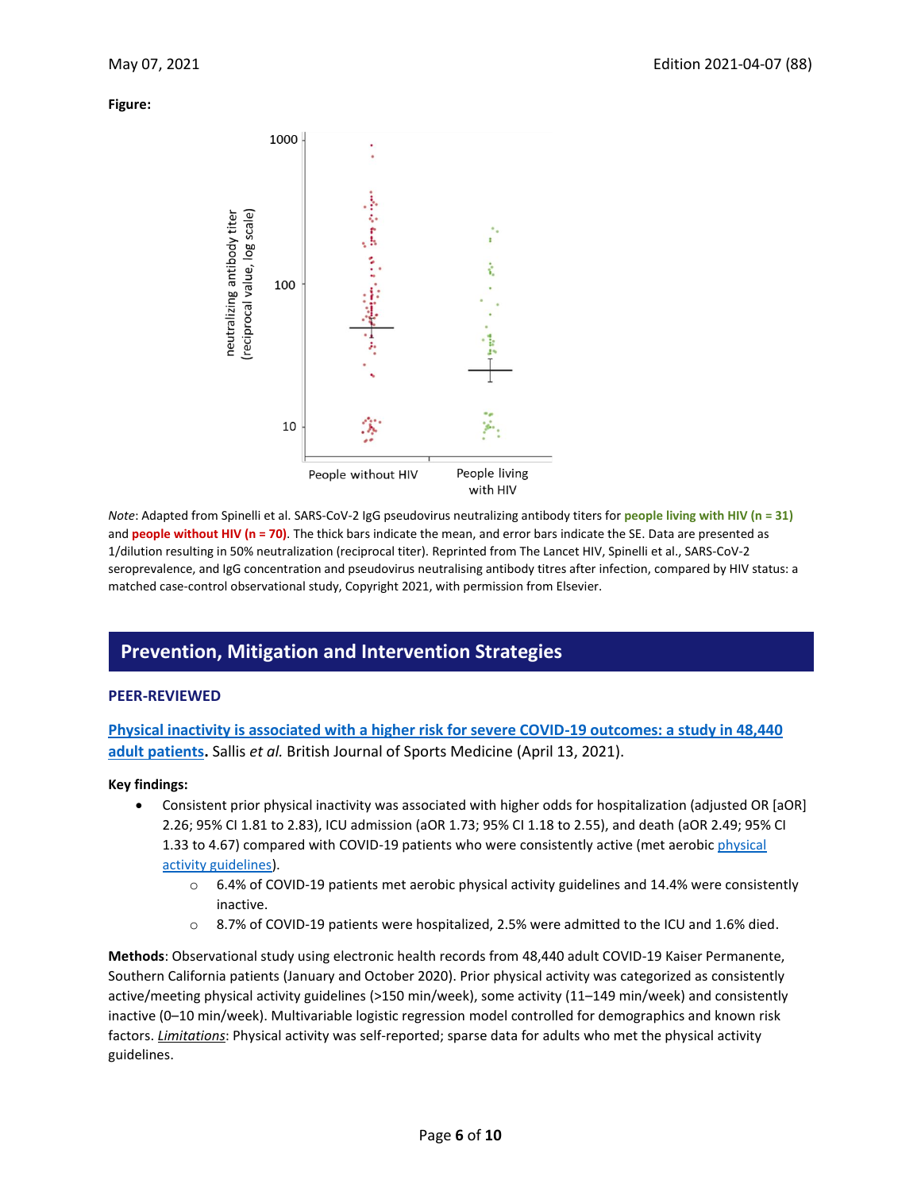**Figure:**

*Note*: Adapted from Spinelli et al. SARS-CoV-2 IgG pseudovirus neutralizing antibody titers for **people living with HIV (n = 31)** and **people without HIV (n = 70)**. The thick bars indicate the mean, and error bars indicate the SE. Data are presented as 1/dilution resulting in 50% neutralization (reciprocal titer). Reprinted from The Lancet HIV, Spinelli et al., SARS-CoV-2 seroprevalence, and IgG concentration and pseudovirus neutralising antibody titres after infection, compared by HIV status: a matched case-control observational study, Copyright 2021, with permission from Elsevier.

## Prevention, Mitigation and Intervention Strategies

### PEER-REVIEWED

**Physical inactivity is associated with a higher risk for severe COVID-19 outcomes: a study in 48,440 adult patients.** Sallis *et al.* British Journal of Sports Medicine (April 13, 2021).

**Key findings:**

- Consistent prior physical inactivity was associated with higher odds for hospitalization (adjusted OR [aOR] 2.26; 95% CI 1.81 to 2.83), ICU admission (aOR 1.73; 95% CI 1.18 to 2.55), and death (aOR 2.49; 95% CI 1.33 to 4.67) compared with COVID-19 patients who were consistently active (met aerobic physical activity guidelines).
  - 6.4% of COVID-19 patients met aerobic physical activity guidelines and 14.4% were consistently inactive.
  - 8.7% of COVID-19 patients were hospitalized, 2.5% were admitted to the ICU and 1.6% died.

**Methods**: Observational study using electronic health records from 48,440 adult COVID-19 Kaiser Permanente, Southern California patients (January and October 2020). Prior physical activity was categorized as consistently active/meeting physical activity guidelines (>150 min/week), some activity (11–149 min/week) and consistently inactive (0–10 min/week). Multivariable logistic regression model controlled for demographics and known risk factors. *Limitations*: Physical activity was self-reported; sparse data for adults who met the physical activity guidelines.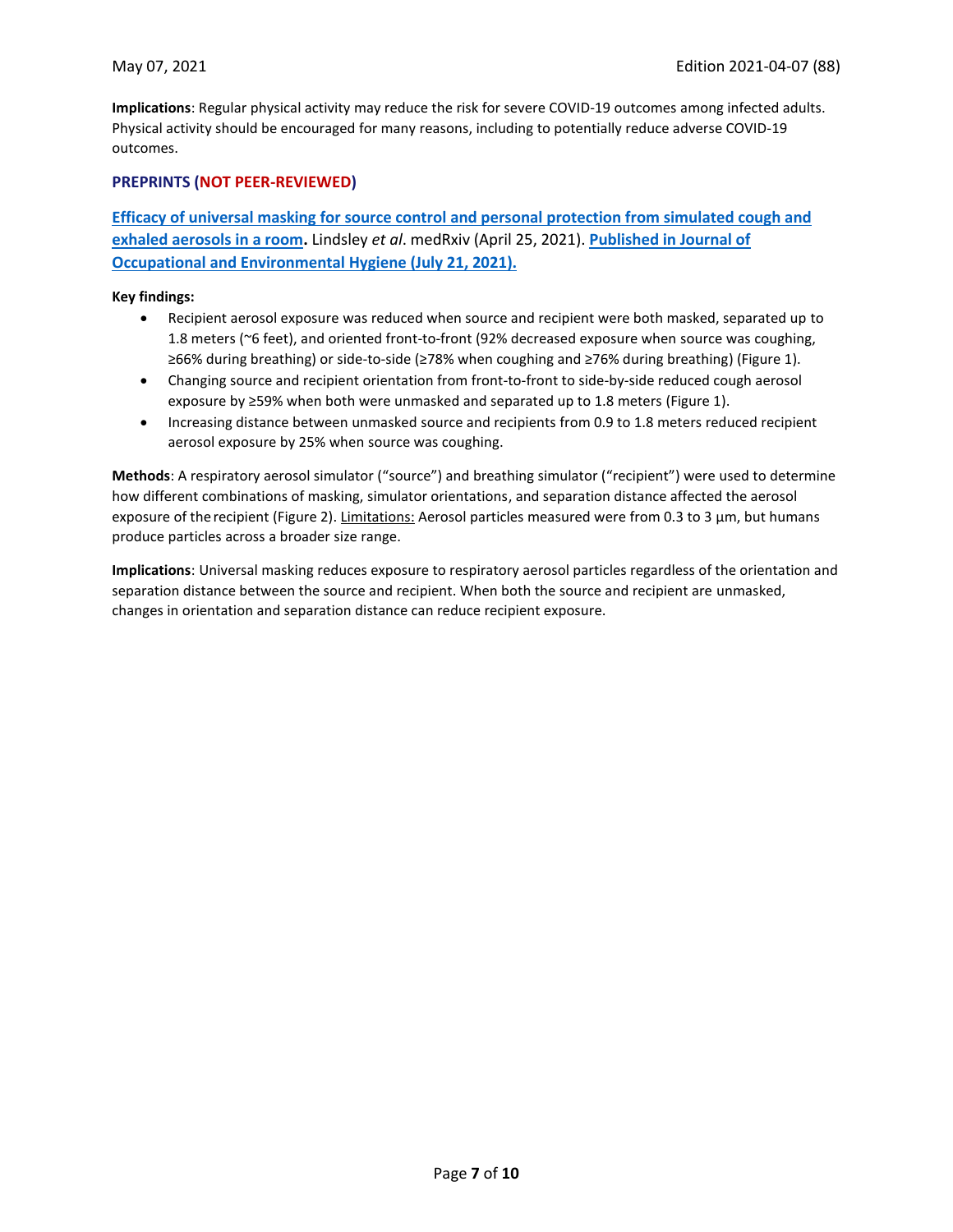**Implications**: Regular physical activity may reduce the risk for severe COVID-19 outcomes among infected adults. Physical activity should be encouraged for many reasons, including to potentially reduce adverse COVID-19 outcomes.

## PREPRINTS (NOT PEER-REVIEWED)

### Efficacy of universal masking for source control and personal protection from simulated cough and exhaled aerosols in a room. Lindsley *et al*. medRxiv (April 25, 2021). Published in Journal of Occupational and Environmental Hygiene (July 21, 2021).

**Key findings:**

- Recipient aerosol exposure was reduced when source and recipient were both masked, separated up to 1.8 meters (~6 feet), and oriented front-to-front (92% decreased exposure when source was coughing, ≥66% during breathing) or side-to-side (≥78% when coughing and ≥76% during breathing) (Figure 1).
- Changing source and recipient orientation from front-to-front to side-by-side reduced cough aerosol exposure by ≥59% when both were unmasked and separated up to 1.8 meters (Figure 1).
- Increasing distance between unmasked source and recipients from 0.9 to 1.8 meters reduced recipient aerosol exposure by 25% when source was coughing.

**Methods**: A respiratory aerosol simulator ("source") and breathing simulator ("recipient") were used to determine how different combinations of masking, simulator orientations, and separation distance affected the aerosol exposure of the recipient (Figure 2). Limitations: Aerosol particles measured were from 0.3 to 3 µm, but humans produce particles across a broader size range.

**Implications**: Universal masking reduces exposure to respiratory aerosol particles regardless of the orientation and separation distance between the source and recipient. When both the source and recipient are unmasked, changes in orientation and separation distance can reduce recipient exposure.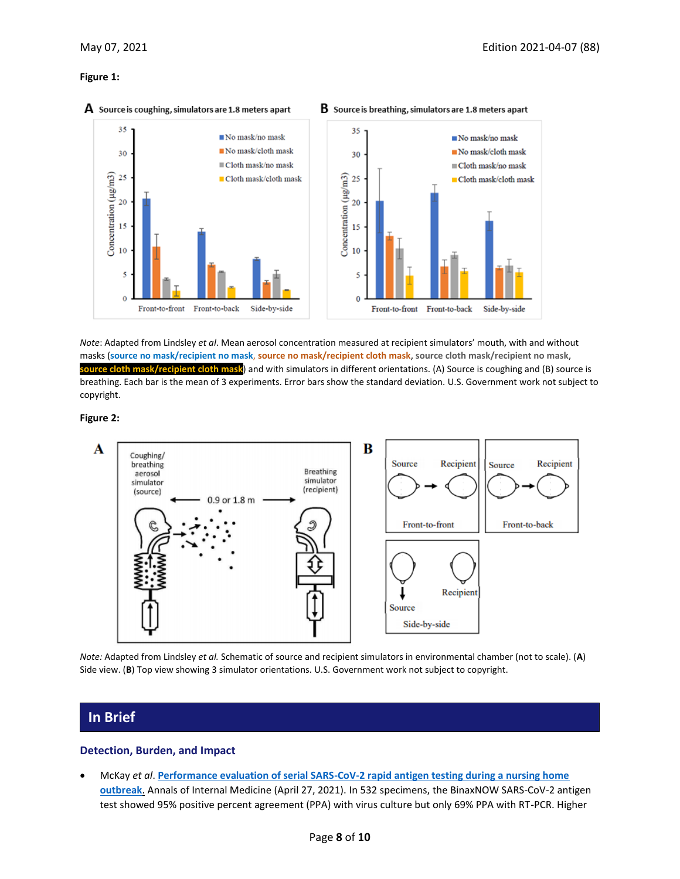**Figure 1:**

*Note*: Adapted from Lindsley *et al*. Mean aerosol concentration measured at recipient simulators' mouth, with and without masks (source no mask/recipient no mask, source no mask/recipient cloth mask, source cloth mask/recipient no mask, source cloth mask/recipient cloth mask) and with simulators in different orientations. (A) Source is coughing and (B) source is breathing. Each bar is the mean of 3 experiments. Error bars show the standard deviation. U.S. Government work not subject to copyright.

**Figure 2:**

*Note:* Adapted from Lindsley *et al.* Schematic of source and recipient simulators in environmental chamber (not to scale). (**A**) Side view. (**B**) Top view showing 3 simulator orientations. U.S. Government work not subject to copyright.

## In Brief

### Detection, Burden, and Impact

- McKay *et al*. Performance evaluation of serial SARS-CoV-2 rapid antigen testing during a nursing home outbreak. Annals of Internal Medicine (April 27, 2021). In 532 specimens, the BinaxNOW SARS-CoV-2 antigen test showed 95% positive percent agreement (PPA) with virus culture but only 69% PPA with RT-PCR. Higher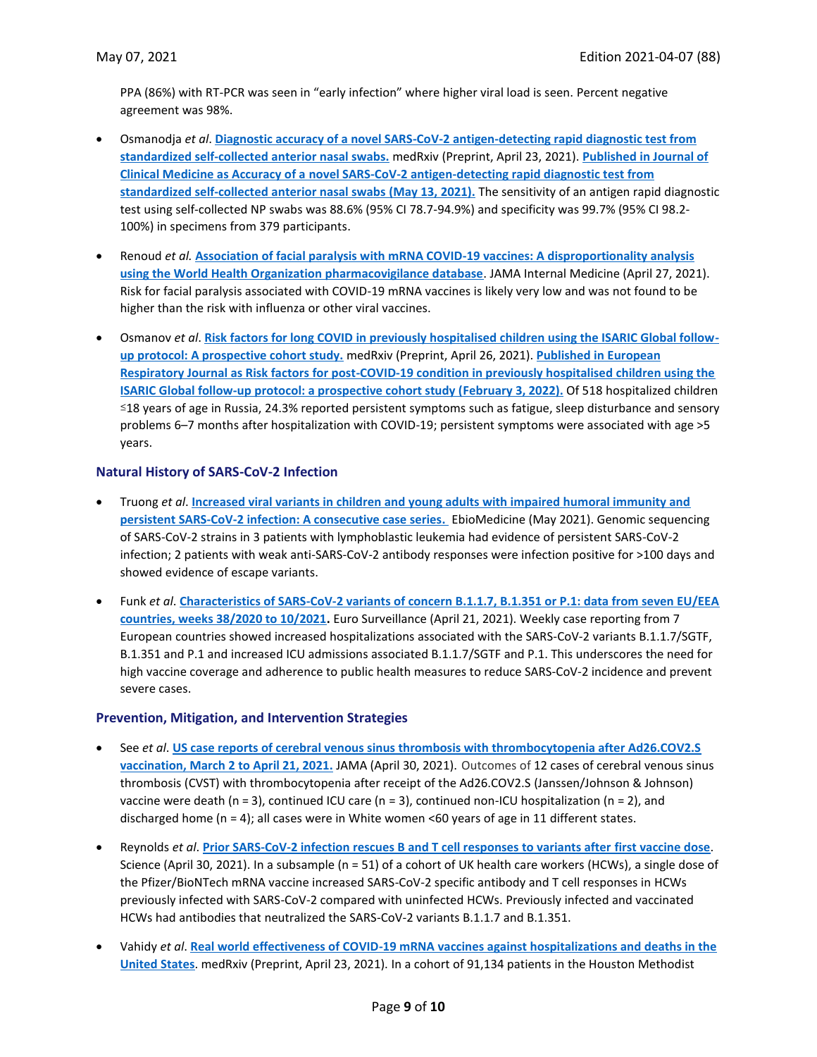PPA (86%) with RT-PCR was seen in "early infection" where higher viral load is seen. Percent negative agreement was 98%.

- Osmanodja *et al*. **Diagnostic accuracy of a novel SARS-CoV-2 antigen-detecting rapid diagnostic test from standardized self-collected anterior nasal swabs.** medRxiv (Preprint, April 23, 2021). **Published in Journal of Clinical Medicine as Accuracy of a novel SARS-CoV-2 antigen-detecting rapid diagnostic test from standardized self-collected anterior nasal swabs (May 13, 2021).** The sensitivity of an antigen rapid diagnostic test using self-collected NP swabs was 88.6% (95% CI 78.7-94.9%) and specificity was 99.7% (95% CI 98.2-100%) in specimens from 379 participants.

- Renoud *et al.* **Association of facial paralysis with mRNA COVID-19 vaccines: A disproportionality analysis using the World Health Organization pharmacovigilance database**. JAMA Internal Medicine (April 27, 2021). Risk for facial paralysis associated with COVID-19 mRNA vaccines is likely very low and was not found to be higher than the risk with influenza or other viral vaccines.

- Osmanov *et al*. **Risk factors for long COVID in previously hospitalised children using the ISARIC Global follow-up protocol: A prospective cohort study.** medRxiv (Preprint, April 26, 2021). **Published in European Respiratory Journal as Risk factors for post-COVID-19 condition in previously hospitalised children using the ISARIC Global follow-up protocol: a prospective cohort study (February 3, 2022).** Of 518 hospitalized children ≤18 years of age in Russia, 24.3% reported persistent symptoms such as fatigue, sleep disturbance and sensory problems 6–7 months after hospitalization with COVID-19; persistent symptoms were associated with age >5 years.

### Natural History of SARS-CoV-2 Infection

- Truong *et al*. **Increased viral variants in children and young adults with impaired humoral immunity and persistent SARS-CoV-2 infection: A consecutive case series.** EbioMedicine (May 2021). Genomic sequencing of SARS-CoV-2 strains in 3 patients with lymphoblastic leukemia had evidence of persistent SARS-CoV-2 infection; 2 patients with weak anti-SARS-CoV-2 antibody responses were infection positive for >100 days and showed evidence of escape variants.

- Funk *et al*. **Characteristics of SARS-CoV-2 variants of concern B.1.1.7, B.1.351 or P.1: data from seven EU/EEA countries, weeks 38/2020 to 10/2021.** Euro Surveillance (April 21, 2021). Weekly case reporting from 7 European countries showed increased hospitalizations associated with the SARS-CoV-2 variants B.1.1.7/SGTF, B.1.351 and P.1 and increased ICU admissions associated B.1.1.7/SGTF and P.1. This underscores the need for high vaccine coverage and adherence to public health measures to reduce SARS-CoV-2 incidence and prevent severe cases.

### Prevention, Mitigation, and Intervention Strategies

- See *et al*. **US case reports of cerebral venous sinus thrombosis with thrombocytopenia after Ad26.COV2.S vaccination, March 2 to April 21, 2021.** JAMA (April 30, 2021). Outcomes of 12 cases of cerebral venous sinus thrombosis (CVST) with thrombocytopenia after receipt of the Ad26.COV2.S (Janssen/Johnson & Johnson) vaccine were death (n = 3), continued ICU care (n = 3), continued non-ICU hospitalization (n = 2), and discharged home (n = 4); all cases were in White women <60 years of age in 11 different states.

- Reynolds *et al*. **Prior SARS-CoV-2 infection rescues B and T cell responses to variants after first vaccine dose**. Science (April 30, 2021). In a subsample (n = 51) of a cohort of UK health care workers (HCWs), a single dose of the Pfizer/BioNTech mRNA vaccine increased SARS-CoV-2 specific antibody and T cell responses in HCWs previously infected with SARS-CoV-2 compared with uninfected HCWs. Previously infected and vaccinated HCWs had antibodies that neutralized the SARS-CoV-2 variants B.1.1.7 and B.1.351.

- Vahidy *et al*. **Real world effectiveness of COVID-19 mRNA vaccines against hospitalizations and deaths in the United States**. medRxiv (Preprint, April 23, 2021). In a cohort of 91,134 patients in the Houston Methodist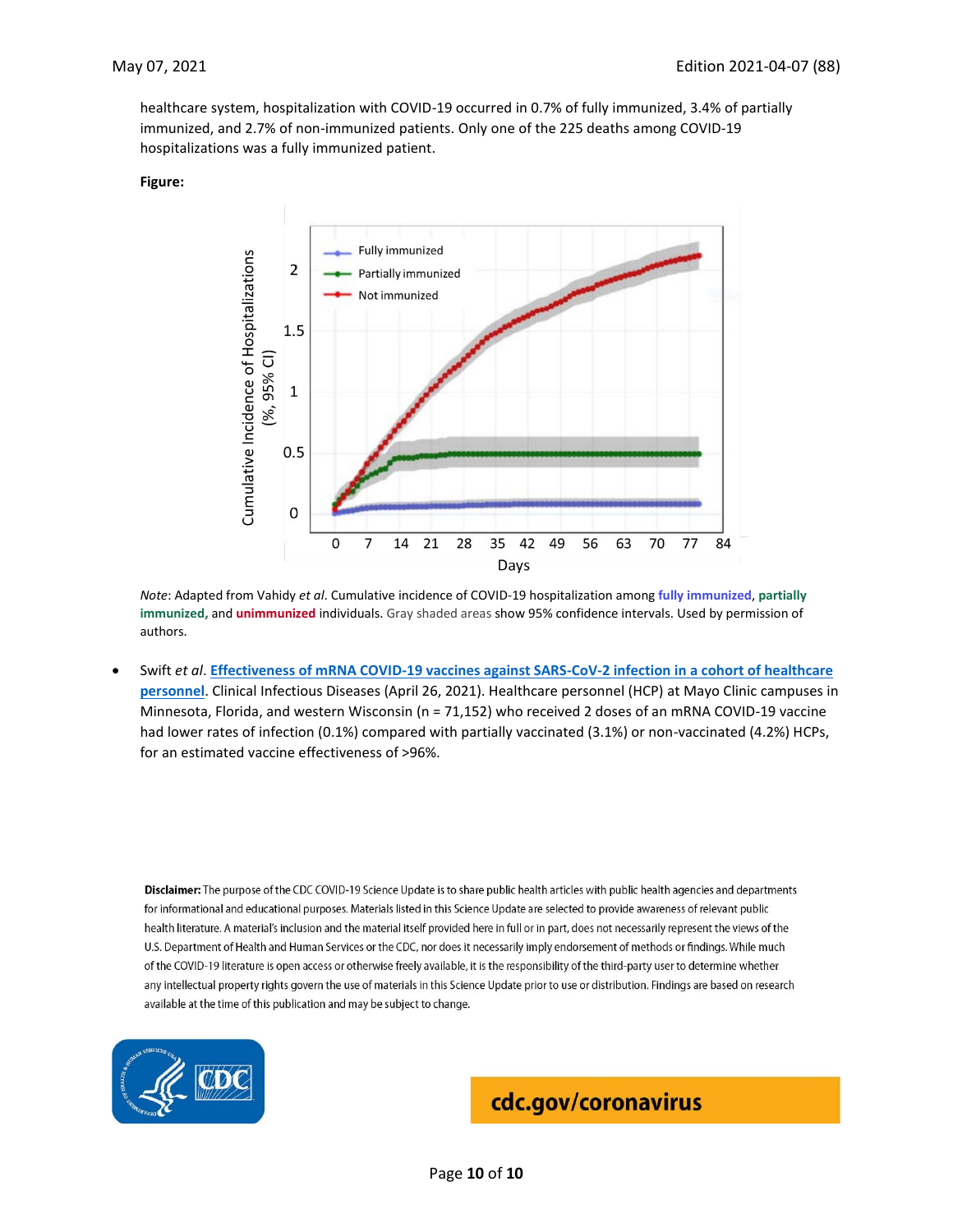healthcare system, hospitalization with COVID-19 occurred in 0.7% of fully immunized, 3.4% of partially immunized, and 2.7% of non-immunized patients. Only one of the 225 deaths among COVID-19 hospitalizations was a fully immunized patient.

**Figure:**

Cumulative Incidence of Hospitalizations (%, 95% CI)

2
1.5
1
0.5
0

Fully immunized
Partially immunized
Not immunized

0 7 14 21 28 35 42 49 56 63 70 77 84

Days

*Note*: Adapted from Vahidy *et al*. Cumulative incidence of COVID-19 hospitalization among **fully immunized**, **partially immunized,** and **unimmunized** individuals. Gray shaded areas show 95% confidence intervals. Used by permission of authors.

- Swift *et al*. **Effectiveness of mRNA COVID-19 vaccines against SARS-CoV-2 infection in a cohort of healthcare personnel**. Clinical Infectious Diseases (April 26, 2021). Healthcare personnel (HCP) at Mayo Clinic campuses in Minnesota, Florida, and western Wisconsin (n = 71,152) who received 2 doses of an mRNA COVID-19 vaccine had lower rates of infection (0.1%) compared with partially vaccinated (3.1%) or non-vaccinated (4.2%) HCPs, for an estimated vaccine effectiveness of >96%.

**Disclaimer:** The purpose of the CDC COVID-19 Science Update is to share public health articles with public health agencies and departments for informational and educational purposes. Materials listed in this Science Update are selected to provide awareness of relevant public health literature. A material's inclusion and the material itself provided here in full or in part, does not necessarily represent the views of the U.S. Department of Health and Human Services or the CDC, nor does it necessarily imply endorsement of methods or findings. While much of the COVID-19 literature is open access or otherwise freely available, it is the responsibility of the third-party user to determine whether any intellectual property rights govern the use of materials in this Science Update prior to use or distribution. Findings are based on research available at the time of this publication and may be subject to change.

cdc.gov/coronavirus